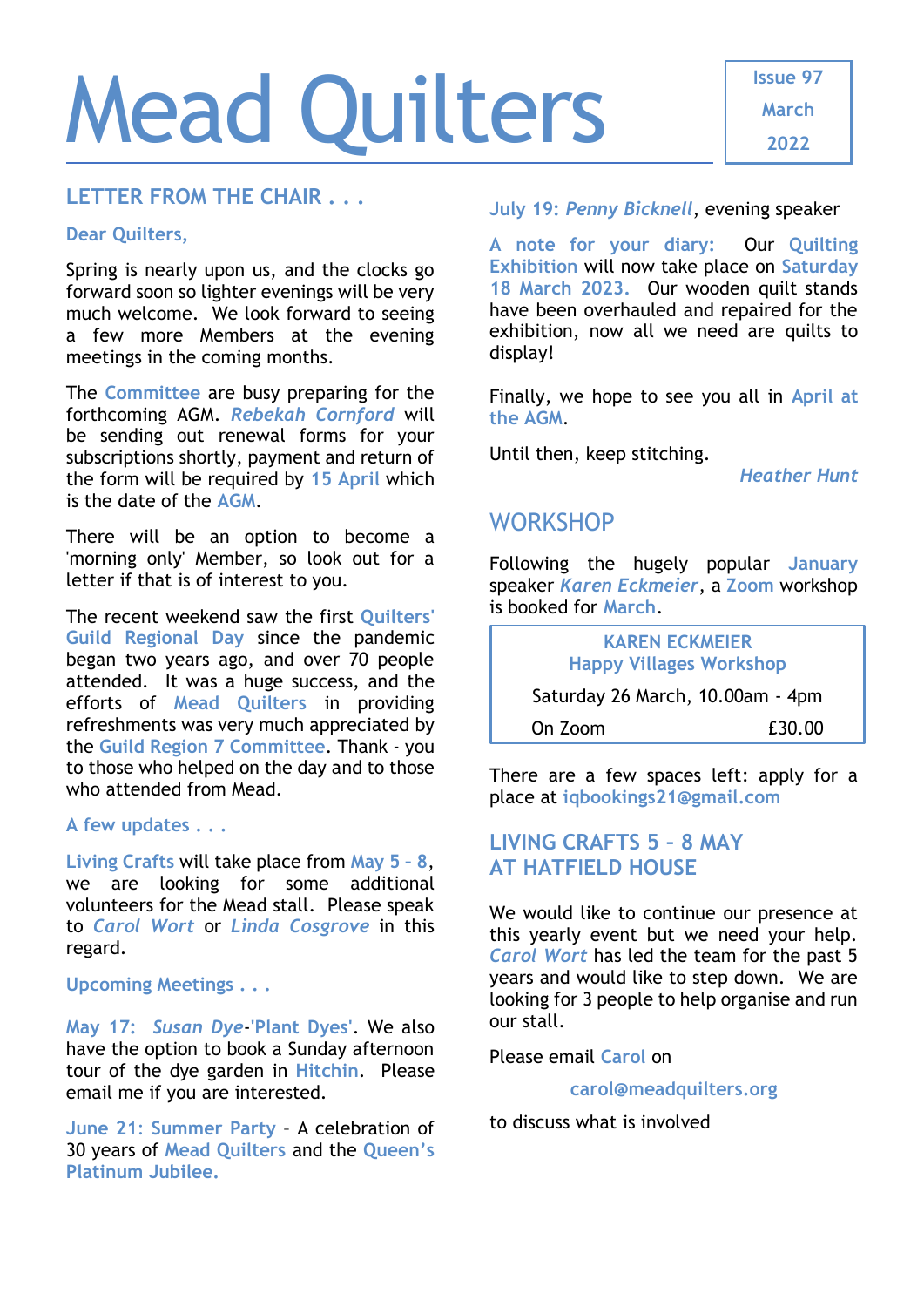# Mead Quilters

Issue 97
March
2022

## LETTER FROM THE CHAIR . . .

**Dear Quilters,**

Spring is nearly upon us, and the clocks go forward soon so lighter evenings will be very much welcome. We look forward to seeing a few more Members at the evening meetings in the coming months.

The Committee are busy preparing for the forthcoming AGM. *Rebekah Cornford* will be sending out renewal forms for your subscriptions shortly, payment and return of the form will be required by 15 April which is the date of the AGM.

There will be an option to become a 'morning only' Member, so look out for a letter if that is of interest to you.

The recent weekend saw the first Quilters' Guild Regional Day since the pandemic began two years ago, and over 70 people attended. It was a huge success, and the efforts of Mead Quilters in providing refreshments was very much appreciated by the Guild Region 7 Committee. Thank - you to those who helped on the day and to those who attended from Mead.

**A few updates . . .**

Living Crafts will take place from May 5 – 8, we are looking for some additional volunteers for the Mead stall. Please speak to *Carol Wort* or *Linda Cosgrove* in this regard.

**Upcoming Meetings . . .**

May 17: *Susan Dye*-'Plant Dyes'. We also have the option to book a Sunday afternoon tour of the dye garden in Hitchin. Please email me if you are interested.

June 21: Summer Party – A celebration of 30 years of Mead Quilters and the Queen's Platinum Jubilee.

July 19: *Penny Bicknell*, evening speaker

**A note for your diary:** Our Quilting Exhibition will now take place on Saturday 18 March 2023. Our wooden quilt stands have been overhauled and repaired for the exhibition, now all we need are quilts to display!

Finally, we hope to see you all in April at the AGM.

Until then, keep stitching.

*Heather Hunt*

## WORKSHOP

Following the hugely popular January speaker *Karen Eckmeier*, a Zoom workshop is booked for March.

| KAREN ECKMEIER<br>Happy Villages Workshop | |
|---|---|
| Saturday 26 March, 10.00am - 4pm | |
| On Zoom | £30.00 |

There are a few spaces left: apply for a place at iqbookings21@gmail.com

## LIVING CRAFTS 5 - 8 MAY AT HATFIELD HOUSE

We would like to continue our presence at this yearly event but we need your help. *Carol Wort* has led the team for the past 5 years and would like to step down. We are looking for 3 people to help organise and run our stall.

Please email Carol on

carol@meadquilters.org

to discuss what is involved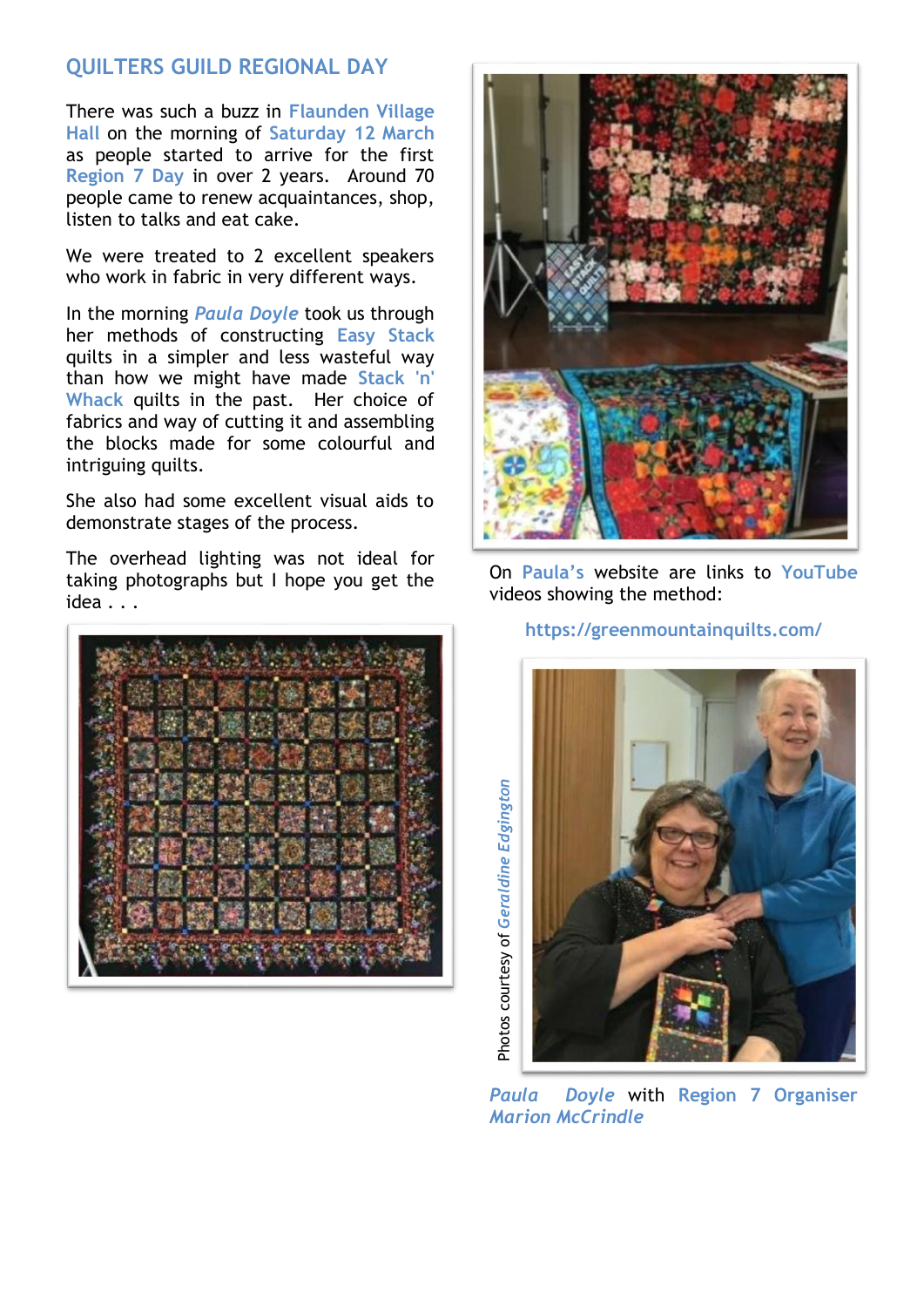## QUILTERS GUILD REGIONAL DAY

There was such a buzz in Flaunden Village Hall on the morning of Saturday 12 March as people started to arrive for the first Region 7 Day in over 2 years. Around 70 people came to renew acquaintances, shop, listen to talks and eat cake.

We were treated to 2 excellent speakers who work in fabric in very different ways.

In the morning *Paula Doyle* took us through her methods of constructing Easy Stack quilts in a simpler and less wasteful way than how we might have made Stack 'n' Whack quilts in the past. Her choice of fabrics and way of cutting it and assembling the blocks made for some colourful and intriguing quilts.

She also had some excellent visual aids to demonstrate stages of the process.

The overhead lighting was not ideal for taking photographs but I hope you get the idea . . .

On Paula's website are links to YouTube videos showing the method:

https://greenmountainquilts.com/

Photos courtesy of *Geraldine Edgington*

*Paula Doyle* with Region 7 Organiser *Marion McCrindle*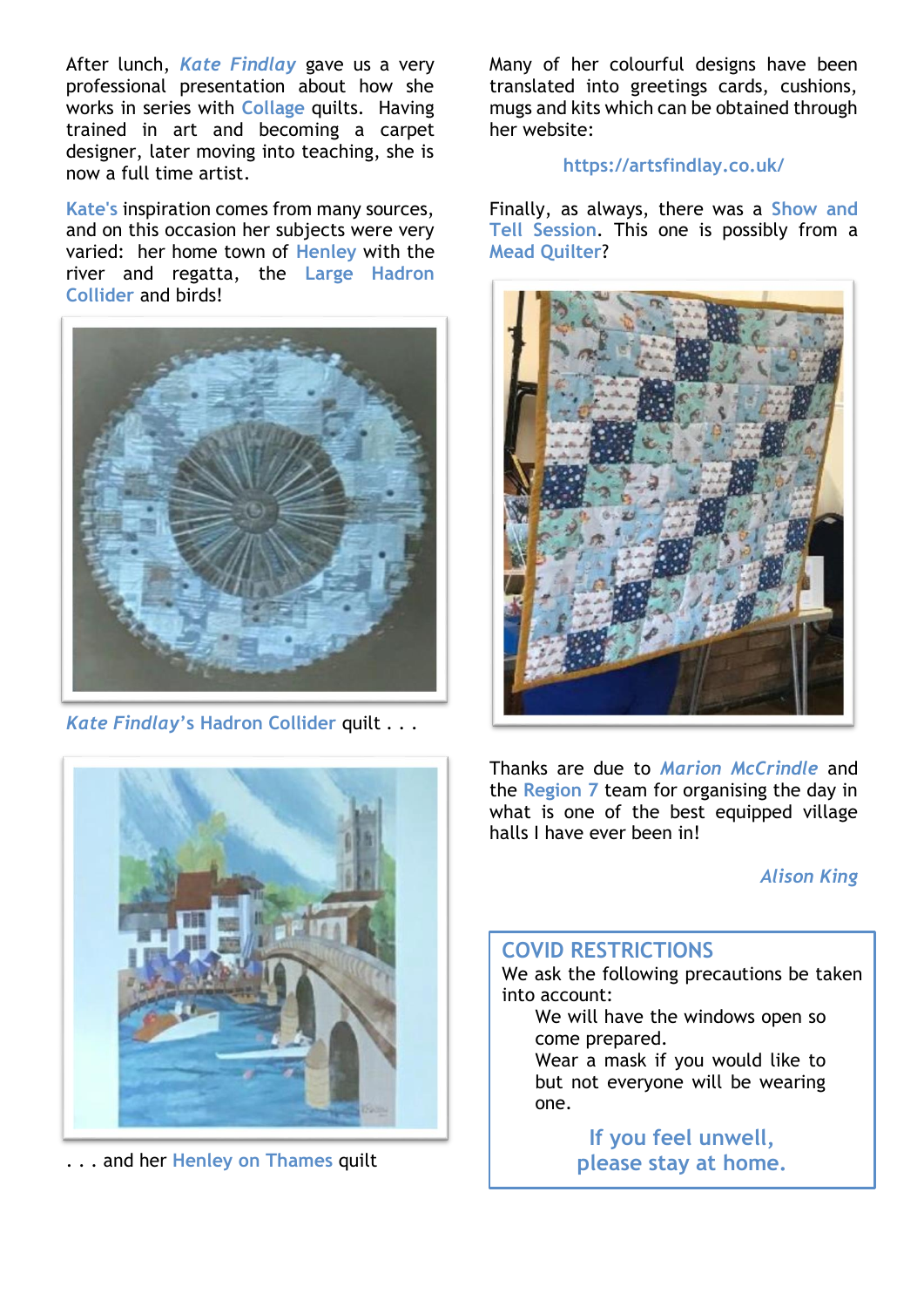After lunch, ***Kate Findlay*** gave us a very professional presentation about how she works in series with **Collage** quilts. Having trained in art and becoming a carpet designer, later moving into teaching, she is now a full time artist.

**Kate's** inspiration comes from many sources, and on this occasion her subjects were very varied: her home town of **Henley** with the river and regatta, the **Large Hadron Collider** and birds!

***Kate Findlay*'s Hadron Collider** quilt . . .

. . . and her **Henley on Thames** quilt

Many of her colourful designs have been translated into greetings cards, cushions, mugs and kits which can be obtained through her website:

**https://artsfindlay.co.uk/**

Finally, as always, there was a **Show and Tell Session**. This one is possibly from a **Mead Quilter**?

Thanks are due to ***Marion McCrindle*** and the **Region 7** team for organising the day in what is one of the best equipped village halls I have ever been in!

***Alison King***

## COVID RESTRICTIONS

We ask the following precautions be taken into account:

We will have the windows open so come prepared.

Wear a mask if you would like to but not everyone will be wearing one.

**If you feel unwell, please stay at home.**